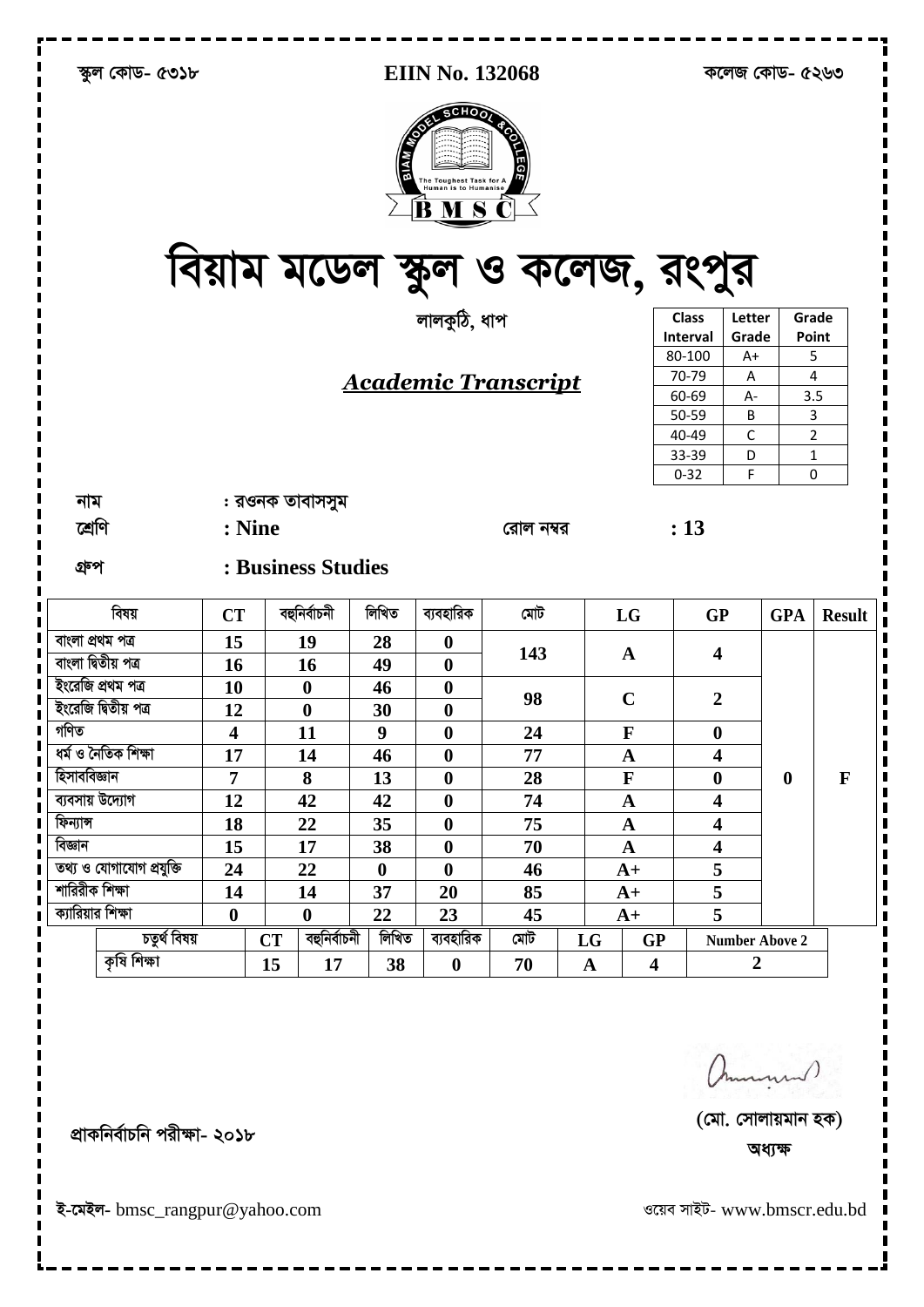স্কুল কোড- ৫৩১৮ **EIIN No. 132068** কলেজ কোড- ৫২৬৩

# বিয়াম মডেল স্কুল ও কলেজ, রংপুর

লালকুঠি, ধাপ

## ***Academic Transcript***

| Class Interval | Letter Grade | Grade Point |
|---|---|---|
| 80-100 | A+ | 5 |
| 70-79 | A | 4 |
| 60-69 | A- | 3.5 |
| 50-59 | B | 3 |
| 40-49 | C | 2 |
| 33-39 | D | 1 |
| 0-32 | F | 0 |

নাম : রওনক তাবাসসুম

শ্রেণি : **Nine** রোল নম্বর : **13**

গ্রুপ : **Business Studies**

| বিষয় | CT | বহুনির্বাচনী | লিখিত | ব্যবহারিক | মোট | LG | GP | GPA | Result |
|---|---|---|---|---|---|---|---|---|---|
| বাংলা প্রথম পত্র | 15 | 19 | 28 | 0 | 143 | A | 4 | 0 | F |
| বাংলা দ্বিতীয় পত্র | 16 | 16 | 49 | 0 | | | | | |
| ইংরেজি প্রথম পত্র | 10 | 0 | 46 | 0 | 98 | C | 2 | | |
| ইংরেজি দ্বিতীয় পত্র | 12 | 0 | 30 | 0 | | | | | |
| গণিত | 4 | 11 | 9 | 0 | 24 | F | 0 | | |
| ধর্ম ও নৈতিক শিক্ষা | 17 | 14 | 46 | 0 | 77 | A | 4 | | |
| হিসাববিজ্ঞান | 7 | 8 | 13 | 0 | 28 | F | 0 | | |
| ব্যবসায় উদ্যোগ | 12 | 42 | 42 | 0 | 74 | A | 4 | | |
| ফিন্যান্স | 18 | 22 | 35 | 0 | 75 | A | 4 | | |
| বিজ্ঞান | 15 | 17 | 38 | 0 | 70 | A | 4 | | |
| তথ্য ও যোগাযোগ প্রযুক্তি | 24 | 22 | 0 | 0 | 46 | A+ | 5 | | |
| শারিরীক শিক্ষা | 14 | 14 | 37 | 20 | 85 | A+ | 5 | | |
| ক্যারিয়ার শিক্ষা | 0 | 0 | 22 | 23 | 45 | A+ | 5 | | |

| চতুর্থ বিষয় | CT | বহুনির্বাচনী | লিখিত | ব্যবহারিক | মোট | LG | GP | Number Above 2 |
|---|---|---|---|---|---|---|---|---|
| কৃষি শিক্ষা | 15 | 17 | 38 | 0 | 70 | A | 4 | 2 |

প্রাকনির্বাচনি পরীক্ষা- ২০১৮

(মো. সোলায়মান হক)

অধ্যক্ষ

ই-মেইল- bmsc_rangpur@yahoo.com ওয়েব সাইট- www.bmscr.edu.bd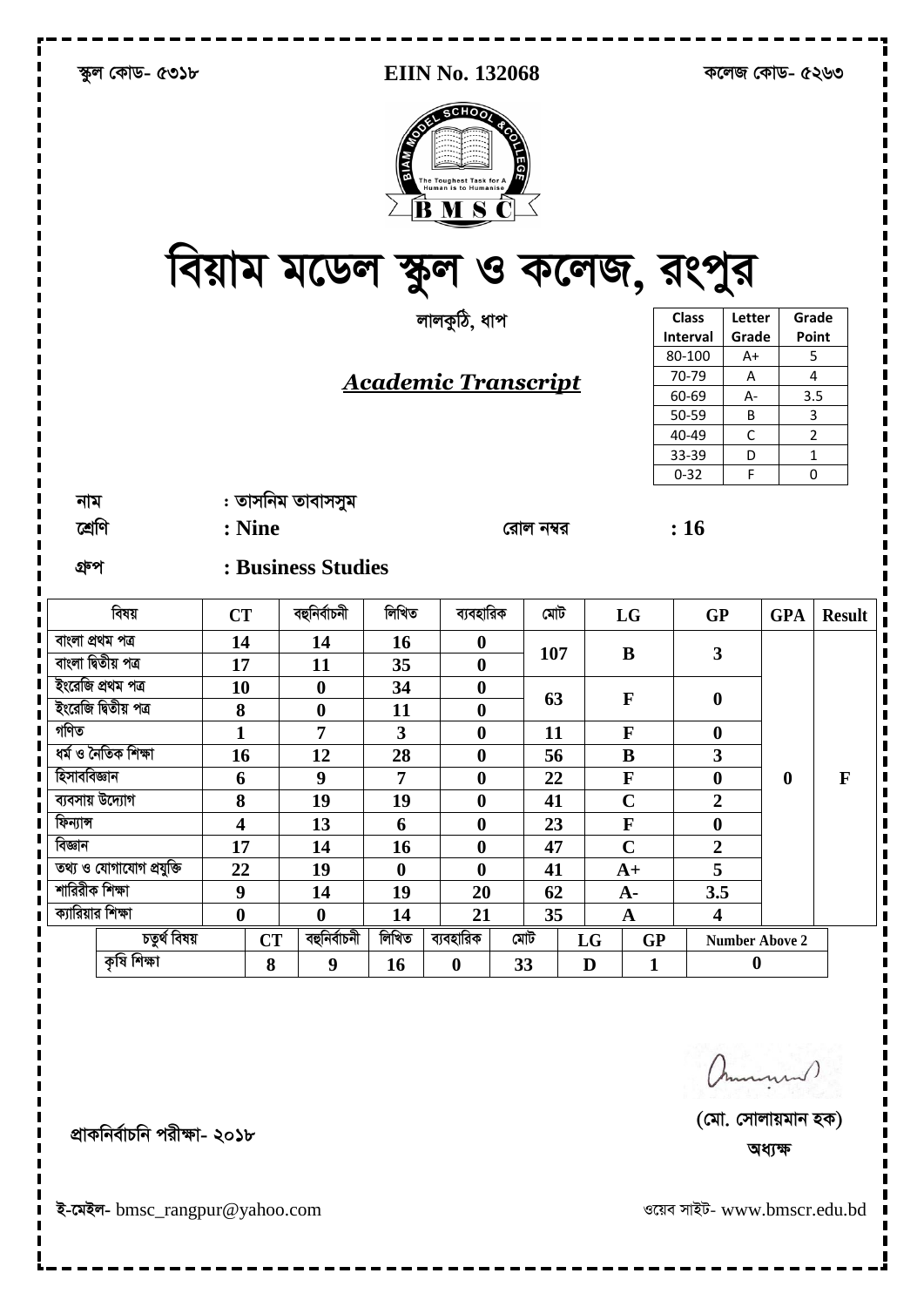স্কুল কোড- ৫৩১৮ **EIIN No. 132068** কলেজ কোড- ৫২৬৩

# বিয়াম মডেল স্কুল ও কলেজ, রংপুর

লালকুঠি, ধাপ

## *Academic Transcript*

| Class Interval | Letter Grade | Grade Point |
|---|---|---|
| 80-100 | A+ | 5 |
| 70-79 | A | 4 |
| 60-69 | A- | 3.5 |
| 50-59 | B | 3 |
| 40-49 | C | 2 |
| 33-39 | D | 1 |
| 0-32 | F | 0 |

নাম : তাসনিম তাবাসসুম

শ্রেণি : **Nine** রোল নম্বর : **16**

গ্রুপ : **Business Studies**

| বিষয় | CT | বহুনির্বাচনী | লিখিত | ব্যবহারিক | মোট | LG | GP | GPA | Result |
|---|---|---|---|---|---|---|---|---|---|
| বাংলা প্রথম পত্র | 14 | 14 | 16 | 0 | 107 | B | 3 | 0 | F |
| বাংলা দ্বিতীয় পত্র | 17 | 11 | 35 | 0 | | | | | |
| ইংরেজি প্রথম পত্র | 10 | 0 | 34 | 0 | 63 | F | 0 | | |
| ইংরেজি দ্বিতীয় পত্র | 8 | 0 | 11 | 0 | | | | | |
| গণিত | 1 | 7 | 3 | 0 | 11 | F | 0 | | |
| ধর্ম ও নৈতিক শিক্ষা | 16 | 12 | 28 | 0 | 56 | B | 3 | | |
| হিসাববিজ্ঞান | 6 | 9 | 7 | 0 | 22 | F | 0 | | |
| ব্যবসায় উদ্যোগ | 8 | 19 | 19 | 0 | 41 | C | 2 | | |
| ফিন্যান্স | 4 | 13 | 6 | 0 | 23 | F | 0 | | |
| বিজ্ঞান | 17 | 14 | 16 | 0 | 47 | C | 2 | | |
| তথ্য ও যোগাযোগ প্রযুক্তি | 22 | 19 | 0 | 0 | 41 | A+ | 5 | | |
| শারিরীক শিক্ষা | 9 | 14 | 19 | 20 | 62 | A- | 3.5 | | |
| ক্যারিয়ার শিক্ষা | 0 | 0 | 14 | 21 | 35 | A | 4 | | |

| চতুর্থ বিষয় | CT | বহুনির্বাচনী | লিখিত | ব্যবহারিক | মোট | LG | GP | Number Above 2 |
|---|---|---|---|---|---|---|---|---|
| কৃষি শিক্ষা | 8 | 9 | 16 | 0 | 33 | D | 1 | 0 |

প্রাকনির্বাচনি পরীক্ষা- ২০১৮

(মো. সোলায়মান হক)
অধ্যক্ষ

ই-মেইল- bmsc_rangpur@yahoo.com ওয়েব সাইট- www.bmscr.edu.bd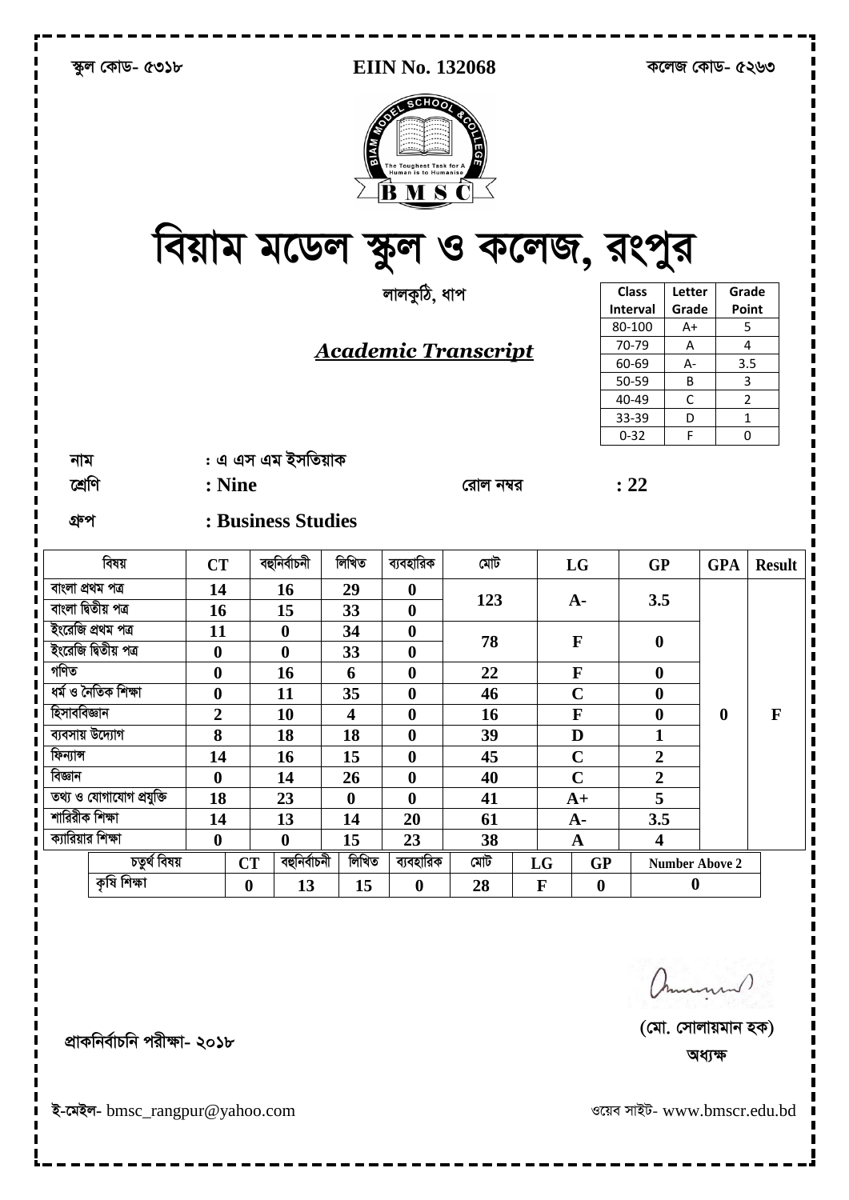স্কুল কোড- ৫৩১৮ **EIIN No. 132068** কলেজ কোড- ৫২৬৩

# বিয়াম মডেল স্কুল ও কলেজ, রংপুর

লালকুঠি, ধাপ

***Academic Transcript***

| Class Interval | Letter Grade | Grade Point |
|---|---|---|
| 80-100 | A+ | 5 |
| 70-79 | A | 4 |
| 60-69 | A- | 3.5 |
| 50-59 | B | 3 |
| 40-49 | C | 2 |
| 33-39 | D | 1 |
| 0-32 | F | 0 |

নাম : এ এস এম ইসতিয়াক

শ্রেণি **: Nine** রোল নম্বর **: 22**

গ্রুপ **: Business Studies**

| বিষয় | CT | বহুনির্বাচনী | লিখিত | ব্যবহারিক | মোট | LG | GP | GPA | Result |
|---|---|---|---|---|---|---|---|---|---|
| বাংলা প্রথম পত্র | 14 | 16 | 29 | 0 | 123 | A- | 3.5 | 0 | F |
| বাংলা দ্বিতীয় পত্র | 16 | 15 | 33 | 0 | | | | | |
| ইংরেজি প্রথম পত্র | 11 | 0 | 34 | 0 | 78 | F | 0 | | |
| ইংরেজি দ্বিতীয় পত্র | 0 | 0 | 33 | 0 | | | | | |
| গণিত | 0 | 16 | 6 | 0 | 22 | F | 0 | | |
| ধর্ম ও নৈতিক শিক্ষা | 0 | 11 | 35 | 0 | 46 | C | 0 | | |
| হিসাববিজ্ঞান | 2 | 10 | 4 | 0 | 16 | F | 0 | | |
| ব্যবসায় উদ্যোগ | 8 | 18 | 18 | 0 | 39 | D | 1 | | |
| ফিন্যান্স | 14 | 16 | 15 | 0 | 45 | C | 2 | | |
| বিজ্ঞান | 0 | 14 | 26 | 0 | 40 | C | 2 | | |
| তথ্য ও যোগাযোগ প্রযুক্তি | 18 | 23 | 0 | 0 | 41 | A+ | 5 | | |
| শারিরীক শিক্ষা | 14 | 13 | 14 | 20 | 61 | A- | 3.5 | | |
| ক্যারিয়ার শিক্ষা | 0 | 0 | 15 | 23 | 38 | A | 4 | | |

| চতুর্থ বিষয় | CT | বহুনির্বাচনী | লিখিত | ব্যবহারিক | মোট | LG | GP | Number Above 2 |
|---|---|---|---|---|---|---|---|---|
| কৃষি শিক্ষা | 0 | 13 | 15 | 0 | 28 | F | 0 | 0 |

প্রাকনির্বাচনি পরীক্ষা- ২০১৮

(মো. সোলায়মান হক)
অধ্যক্ষ

ই-মেইল- bmsc_rangpur@yahoo.com ওয়েব সাইট- www.bmscr.edu.bd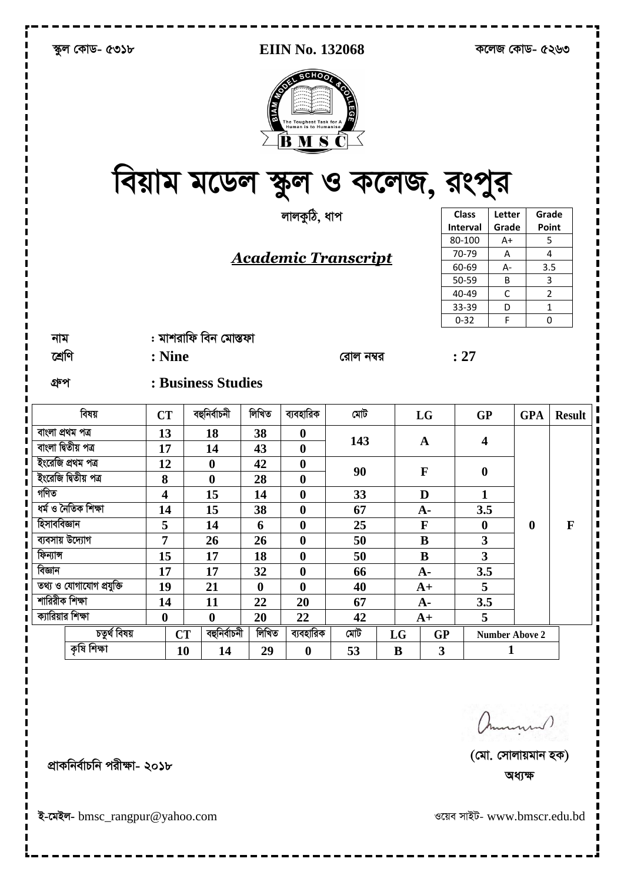স্কুল কোড- ৫৩১৮ **EIIN No. 132068** কলেজ কোড- ৫২৬৩

# বিয়াম মডেল স্কুল ও কলেজ, রংপুর

লালকুঠি, ধাপ

## ***Academic Transcript***

| Class Interval | Letter Grade | Grade Point |
|---|---|---|
| 80-100 | A+ | 5 |
| 70-79 | A | 4 |
| 60-69 | A- | 3.5 |
| 50-59 | B | 3 |
| 40-49 | C | 2 |
| 33-39 | D | 1 |
| 0-32 | F | 0 |

নাম : মাশরাফি বিন মোস্তফা

শ্রেণি : **Nine** রোল নম্বর : **27**

গ্রুপ : **Business Studies**

| বিষয় | CT | বহুনির্বাচনী | লিখিত | ব্যবহারিক | মোট | LG | GP | GPA | Result |
|---|---|---|---|---|---|---|---|---|---|
| বাংলা প্রথম পত্র | 13 | 18 | 38 | 0 | 143 | A | 4 | 0 | F |
| বাংলা দ্বিতীয় পত্র | 17 | 14 | 43 | 0 | | | | | |
| ইংরেজি প্রথম পত্র | 12 | 0 | 42 | 0 | 90 | F | 0 | | |
| ইংরেজি দ্বিতীয় পত্র | 8 | 0 | 28 | 0 | | | | | |
| গণিত | 4 | 15 | 14 | 0 | 33 | D | 1 | | |
| ধর্ম ও নৈতিক শিক্ষা | 14 | 15 | 38 | 0 | 67 | A- | 3.5 | | |
| হিসাববিজ্ঞান | 5 | 14 | 6 | 0 | 25 | F | 0 | | |
| ব্যবসায় উদ্যোগ | 7 | 26 | 26 | 0 | 50 | B | 3 | | |
| ফিন্যান্স | 15 | 17 | 18 | 0 | 50 | B | 3 | | |
| বিজ্ঞান | 17 | 17 | 32 | 0 | 66 | A- | 3.5 | | |
| তথ্য ও যোগাযোগ প্রযুক্তি | 19 | 21 | 0 | 0 | 40 | A+ | 5 | | |
| শারিরীক শিক্ষা | 14 | 11 | 22 | 20 | 67 | A- | 3.5 | | |
| ক্যারিয়ার শিক্ষা | 0 | 0 | 20 | 22 | 42 | A+ | 5 | | |

| চতুর্থ বিষয় | CT | বহুনির্বাচনী | লিখিত | ব্যবহারিক | মোট | LG | GP | Number Above 2 |
|---|---|---|---|---|---|---|---|---|
| কৃষি শিক্ষা | 10 | 14 | 29 | 0 | 53 | B | 3 | 1 |

প্রাকনির্বাচনি পরীক্ষা- ২০১৮

(মো. সোলায়মান হক)
অধ্যক্ষ

ই-মেইল- bmsc_rangpur@yahoo.com ওয়েব সাইট- www.bmscr.edu.bd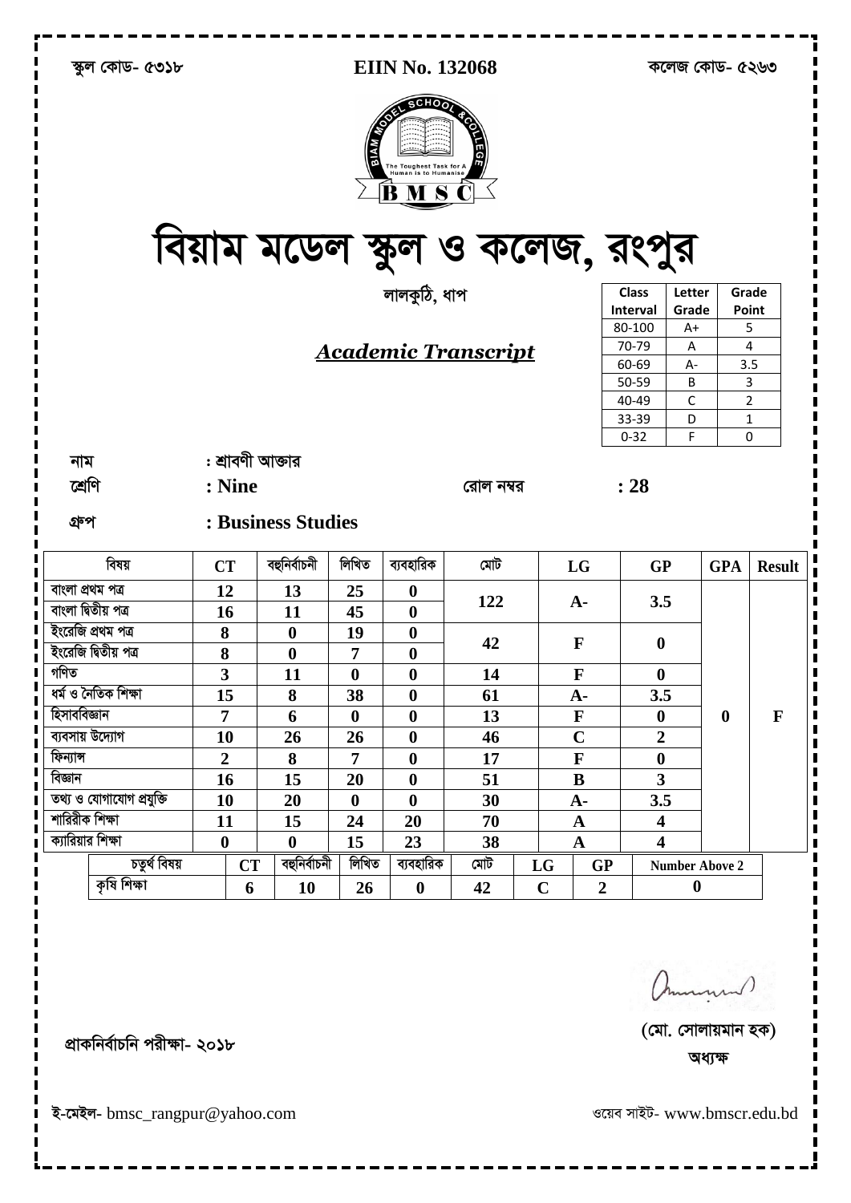স্কুল কোড- ৫৩১৮ **EIIN No. 132068** কলেজ কোড- ৫২৬৩

# বিয়াম মডেল স্কুল ও কলেজ, রংপুর

লালকুঠি, ধাপ

## ***Academic Transcript***

| Class Interval | Letter Grade | Grade Point |
|---|---|---|
| 80-100 | A+ | 5 |
| 70-79 | A | 4 |
| 60-69 | A- | 3.5 |
| 50-59 | B | 3 |
| 40-49 | C | 2 |
| 33-39 | D | 1 |
| 0-32 | F | 0 |

নাম : শ্রাবণী আক্তার

শ্রেণি **: Nine** রোল নম্বর **: 28**

গ্রুপ **: Business Studies**

| বিষয় | CT | বহুনির্বাচনী | লিখিত | ব্যবহারিক | মোট | LG | GP | GPA | Result |
|---|---|---|---|---|---|---|---|---|---|
| বাংলা প্রথম পত্র | 12 | 13 | 25 | 0 | 122 | A- | 3.5 | 0 | F |
| বাংলা দ্বিতীয় পত্র | 16 | 11 | 45 | 0 | | | | | |
| ইংরেজি প্রথম পত্র | 8 | 0 | 19 | 0 | 42 | F | 0 | | |
| ইংরেজি দ্বিতীয় পত্র | 8 | 0 | 7 | 0 | | | | | |
| গণিত | 3 | 11 | 0 | 0 | 14 | F | 0 | | |
| ধর্ম ও নৈতিক শিক্ষা | 15 | 8 | 38 | 0 | 61 | A- | 3.5 | | |
| হিসাববিজ্ঞান | 7 | 6 | 0 | 0 | 13 | F | 0 | | |
| ব্যবসায় উদ্যোগ | 10 | 26 | 26 | 0 | 46 | C | 2 | | |
| ফিন্যান্স | 2 | 8 | 7 | 0 | 17 | F | 0 | | |
| বিজ্ঞান | 16 | 15 | 20 | 0 | 51 | B | 3 | | |
| তথ্য ও যোগাযোগ প্রযুক্তি | 10 | 20 | 0 | 0 | 30 | A- | 3.5 | | |
| শারিরীক শিক্ষা | 11 | 15 | 24 | 20 | 70 | A | 4 | | |
| ক্যারিয়ার শিক্ষা | 0 | 0 | 15 | 23 | 38 | A | 4 | | |

| চতুর্থ বিষয় | CT | বহুনির্বাচনী | লিখিত | ব্যবহারিক | মোট | LG | GP | Number Above 2 |
|---|---|---|---|---|---|---|---|---|
| কৃষি শিক্ষা | 6 | 10 | 26 | 0 | 42 | C | 2 | 0 |

প্রাকনির্বাচনি পরীক্ষা- ২০১৮

(মো. সোলায়মান হক)
অধ্যক্ষ

ই-মেইল- bmsc_rangpur@yahoo.com ওয়েব সাইট- www.bmscr.edu.bd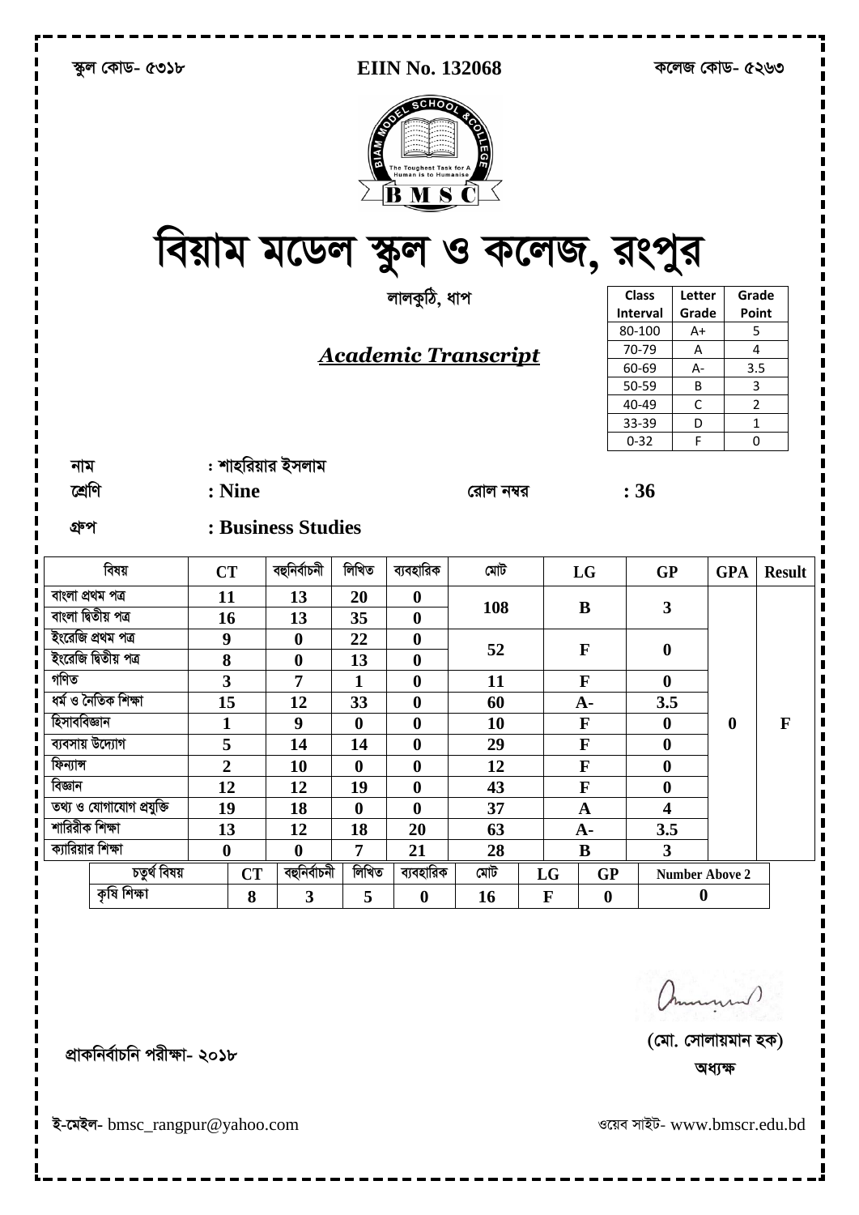স্কুল কোড- ৫৩১৮ **EIIN No. 132068** কলেজ কোড- ৫২৬৩

# বিয়াম মডেল স্কুল ও কলেজ, রংপুর

লালকুঠি, ধাপ

## *Academic Transcript*

| Class Interval | Letter Grade | Grade Point |
|---|---|---|
| 80-100 | A+ | 5 |
| 70-79 | A | 4 |
| 60-69 | A- | 3.5 |
| 50-59 | B | 3 |
| 40-49 | C | 2 |
| 33-39 | D | 1 |
| 0-32 | F | 0 |

নাম : শাহরিয়ার ইসলাম

শ্রেণি : **Nine** রোল নম্বর : **36**

গ্রুপ : **Business Studies**

| বিষয় | CT | বহুনির্বাচনী | লিখিত | ব্যবহারিক | মোট | LG | GP | GPA | Result |
|---|---|---|---|---|---|---|---|---|---|
| বাংলা প্রথম পত্র | 11 | 13 | 20 | 0 | 108 | B | 3 | 0 | F |
| বাংলা দ্বিতীয় পত্র | 16 | 13 | 35 | 0 | | | | | |
| ইংরেজি প্রথম পত্র | 9 | 0 | 22 | 0 | 52 | F | 0 | | |
| ইংরেজি দ্বিতীয় পত্র | 8 | 0 | 13 | 0 | | | | | |
| গণিত | 3 | 7 | 1 | 0 | 11 | F | 0 | | |
| ধর্ম ও নৈতিক শিক্ষা | 15 | 12 | 33 | 0 | 60 | A- | 3.5 | | |
| হিসাববিজ্ঞান | 1 | 9 | 0 | 0 | 10 | F | 0 | | |
| ব্যবসায় উদ্যোগ | 5 | 14 | 14 | 0 | 29 | F | 0 | | |
| ফিন্যান্স | 2 | 10 | 0 | 0 | 12 | F | 0 | | |
| বিজ্ঞান | 12 | 12 | 19 | 0 | 43 | F | 0 | | |
| তথ্য ও যোগাযোগ প্রযুক্তি | 19 | 18 | 0 | 0 | 37 | A | 4 | | |
| শারিরীক শিক্ষা | 13 | 12 | 18 | 20 | 63 | A- | 3.5 | | |
| ক্যারিয়ার শিক্ষা | 0 | 0 | 7 | 21 | 28 | B | 3 | | |

| চতুর্থ বিষয় | CT | বহুনির্বাচনী | লিখিত | ব্যবহারিক | মোট | LG | GP | Number Above 2 |
|---|---|---|---|---|---|---|---|---|
| কৃষি শিক্ষা | 8 | 3 | 5 | 0 | 16 | F | 0 | 0 |

প্রাকনির্বাচনি পরীক্ষা- ২০১৮

(মো. সোলায়মান হক)
অধ্যক্ষ

ই-মেইল- bmsc_rangpur@yahoo.com ওয়েব সাইট- www.bmscr.edu.bd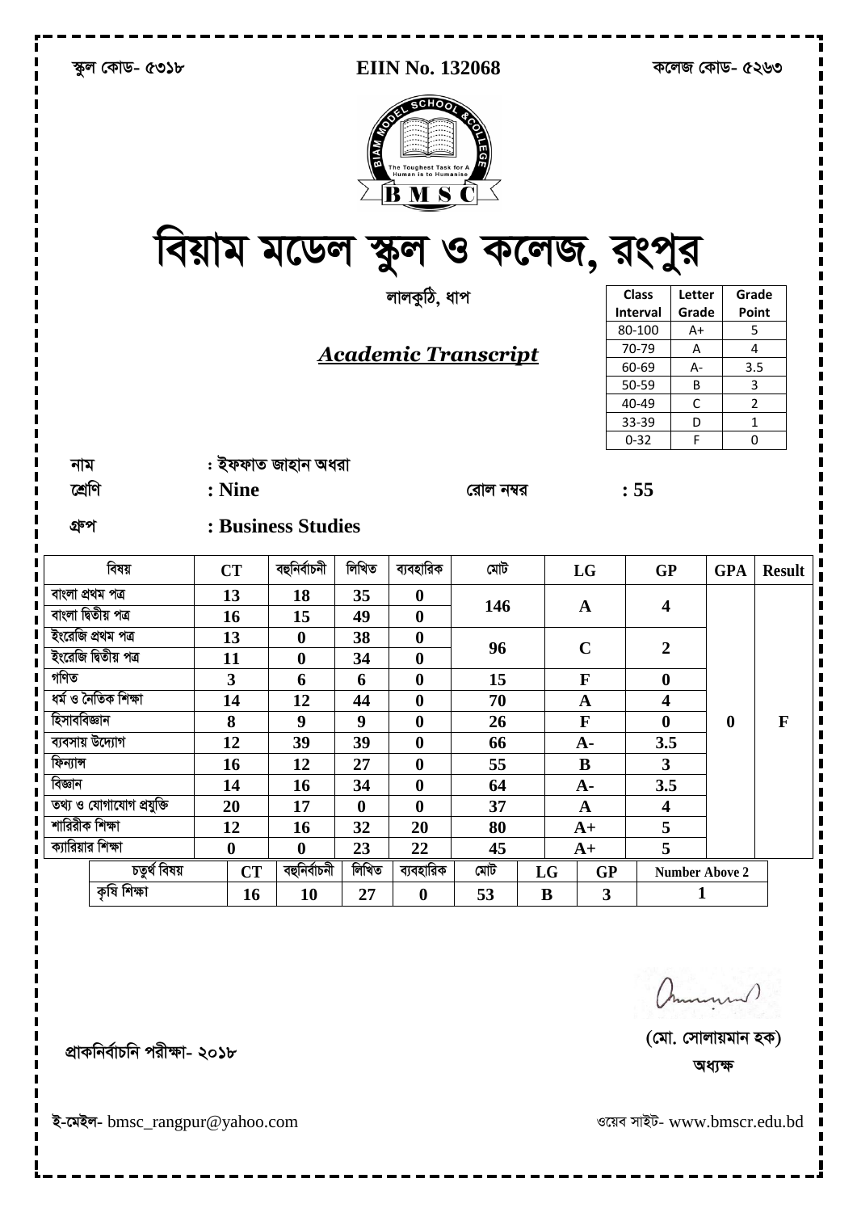স্কুল কোড- ৫৩১৮ | **EIIN No. 132068** | কলেজ কোড- ৫২৬৩

# বিয়াম মডেল স্কুল ও কলেজ, রংপুর

লালকুঠি, ধাপ

## *Academic Transcript*

| Class Interval | Letter Grade | Grade Point |
|---|---|---|
| 80-100 | A+ | 5 |
| 70-79 | A | 4 |
| 60-69 | A- | 3.5 |
| 50-59 | B | 3 |
| 40-49 | C | 2 |
| 33-39 | D | 1 |
| 0-32 | F | 0 |

নাম : ইফফাত জাহান অধরা

শ্রেণি : **Nine** &nbsp;&nbsp;&nbsp; রোল নম্বর : **55**

গ্রুপ : **Business Studies**

| বিষয় | CT | বহুনির্বাচনী | লিখিত | ব্যবহারিক | মোট | LG | GP | GPA | Result |
|---|---|---|---|---|---|---|---|---|---|
| বাংলা প্রথম পত্র | 13 | 18 | 35 | 0 | 146 | A | 4 | 0 | F |
| বাংলা দ্বিতীয় পত্র | 16 | 15 | 49 | 0 | | | | | |
| ইংরেজি প্রথম পত্র | 13 | 0 | 38 | 0 | 96 | C | 2 | | |
| ইংরেজি দ্বিতীয় পত্র | 11 | 0 | 34 | 0 | | | | | |
| গণিত | 3 | 6 | 6 | 0 | 15 | F | 0 | | |
| ধর্ম ও নৈতিক শিক্ষা | 14 | 12 | 44 | 0 | 70 | A | 4 | | |
| হিসাববিজ্ঞান | 8 | 9 | 9 | 0 | 26 | F | 0 | | |
| ব্যবসায় উদ্যোগ | 12 | 39 | 39 | 0 | 66 | A- | 3.5 | | |
| ফিন্যান্স | 16 | 12 | 27 | 0 | 55 | B | 3 | | |
| বিজ্ঞান | 14 | 16 | 34 | 0 | 64 | A- | 3.5 | | |
| তথ্য ও যোগাযোগ প্রযুক্তি | 20 | 17 | 0 | 0 | 37 | A | 4 | | |
| শারিরীক শিক্ষা | 12 | 16 | 32 | 20 | 80 | A+ | 5 | | |
| ক্যারিয়ার শিক্ষা | 0 | 0 | 23 | 22 | 45 | A+ | 5 | | |

| চতুর্থ বিষয় | CT | বহুনির্বাচনী | লিখিত | ব্যবহারিক | মোট | LG | GP | Number Above 2 |
|---|---|---|---|---|---|---|---|---|
| কৃষি শিক্ষা | 16 | 10 | 27 | 0 | 53 | B | 3 | 1 |

প্রাকনির্বাচনি পরীক্ষা- ২০১৮

(মো. সোলায়মান হক)
অধ্যক্ষ

ই-মেইল- bmsc_rangpur@yahoo.com &nbsp;&nbsp;&nbsp; ওয়েব সাইট- www.bmscr.edu.bd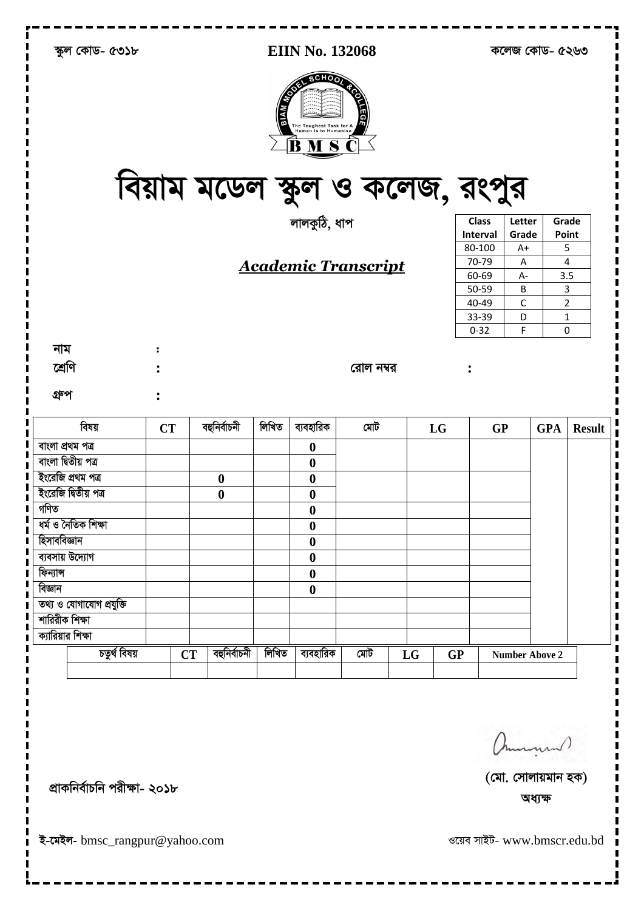স্কুল কোড- ৫৩১৮ **EIIN No. 132068** কলেজ কোড- ৫২৬৩

# বিয়াম মডেল স্কুল ও কলেজ, রংপুর

লালকুঠি, ধাপ

***Academic Transcript***

| Class Interval | Letter Grade | Grade Point |
|---|---|---|
| 80-100 | A+ | 5 |
| 70-79 | A | 4 |
| 60-69 | A- | 3.5 |
| 50-59 | B | 3 |
| 40-49 | C | 2 |
| 33-39 | D | 1 |
| 0-32 | F | 0 |

নাম :

শ্রেণি : রোল নম্বর :

গ্রুপ :

| বিষয় | CT | বহুনির্বাচনী | লিখিত | ব্যবহারিক | মোট | LG | GP | GPA | Result |
|---|---|---|---|---|---|---|---|---|---|
| বাংলা প্রথম পত্র | | | | **0** | | | | | |
| বাংলা দ্বিতীয় পত্র | | | | **0** | | | | | |
| ইংরেজি প্রথম পত্র | | **0** | | **0** | | | | | |
| ইংরেজি দ্বিতীয় পত্র | | **0** | | **0** | | | | | |
| গণিত | | | | **0** | | | | | |
| ধর্ম ও নৈতিক শিক্ষা | | | | **0** | | | | | |
| হিসাববিজ্ঞান | | | | **0** | | | | | |
| ব্যবসায় উদ্যোগ | | | | **0** | | | | | |
| ফিন্যান্স | | | | **0** | | | | | |
| বিজ্ঞান | | | | **0** | | | | | |
| তথ্য ও যোগাযোগ প্রযুক্তি | | | | | | | | | |
| শারিরীক শিক্ষা | | | | | | | | | |
| ক্যারিয়ার শিক্ষা | | | | | | | | | |

| চতুর্থ বিষয় | CT | বহুনির্বাচনী | লিখিত | ব্যবহারিক | মোট | LG | GP | Number Above 2 |
|---|---|---|---|---|---|---|---|---|
| | | | | | | | | |

(মো. সোলায়মান হক)
অধ্যক্ষ

প্রাকনির্বাচনি পরীক্ষা- ২০১৮

ই-মেইল- bmsc_rangpur@yahoo.com ওয়েব সাইট- www.bmscr.edu.bd